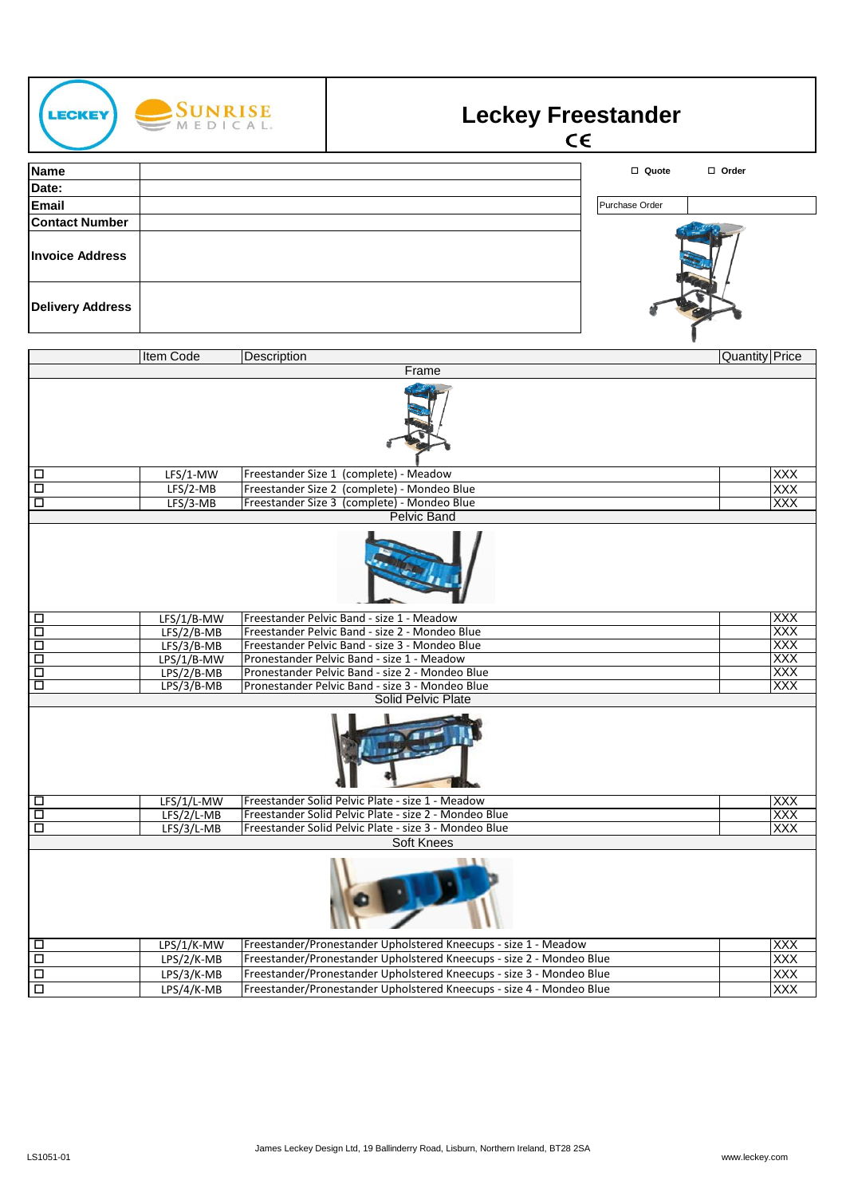# Leckey Freestander

CE

| Name | |
|---|---|
| Date: | |
| Email | |
| Contact Number | |
| Invoice Address | |
| Delivery Address | |

☐ Quote ☐ Order

| Purchase Order | |
|---|---|

| | Item Code | Description | Quantity | Price |
|---|---|---|---|---|
| **Frame** | | | | |
| ☐ | LFS/1-MW | Freestander Size 1 (complete) - Meadow | | XXX |
| ☐ | LFS/2-MB | Freestander Size 2 (complete) - Mondeo Blue | | XXX |
| ☐ | LFS/3-MB | Freestander Size 3 (complete) - Mondeo Blue | | XXX |
| **Pelvic Band** | | | | |
| ☐ | LFS/1/B-MW | Freestander Pelvic Band - size 1 - Meadow | | XXX |
| ☐ | LFS/2/B-MB | Freestander Pelvic Band - size 2 - Mondeo Blue | | XXX |
| ☐ | LFS/3/B-MB | Freestander Pelvic Band - size 3 - Mondeo Blue | | XXX |
| ☐ | LPS/1/B-MW | Pronestander Pelvic Band - size 1 - Meadow | | XXX |
| ☐ | LPS/2/B-MB | Pronestander Pelvic Band - size 2 - Mondeo Blue | | XXX |
| ☐ | LPS/3/B-MB | Pronestander Pelvic Band - size 3 - Mondeo Blue | | XXX |
| **Solid Pelvic Plate** | | | | |
| ☐ | LFS/1/L-MW | Freestander Solid Pelvic Plate - size 1 - Meadow | | XXX |
| ☐ | LFS/2/L-MB | Freestander Solid Pelvic Plate - size 2 - Mondeo Blue | | XXX |
| ☐ | LFS/3/L-MB | Freestander Solid Pelvic Plate - size 3 - Mondeo Blue | | XXX |
| **Soft Knees** | | | | |
| ☐ | LPS/1/K-MW | Freestander/Pronestander Upholstered Kneecups - size 1 - Meadow | | XXX |
| ☐ | LPS/2/K-MB | Freestander/Pronestander Upholstered Kneecups - size 2 - Mondeo Blue | | XXX |
| ☐ | LPS/3/K-MB | Freestander/Pronestander Upholstered Kneecups - size 3 - Mondeo Blue | | XXX |
| ☐ | LPS/4/K-MB | Freestander/Pronestander Upholstered Kneecups - size 4 - Mondeo Blue | | XXX |

LS1051-01

James Leckey Design Ltd, 19 Ballinderry Road, Lisburn, Northern Ireland, BT28 2SA

www.leckey.com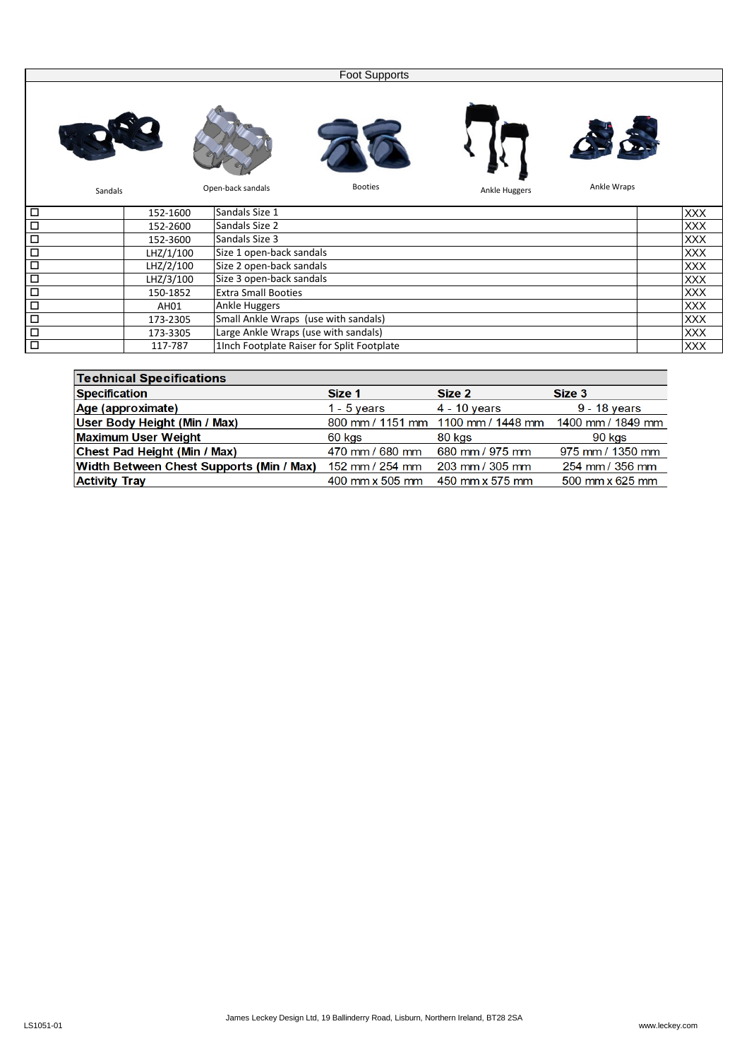## Foot Supports

Sandals | Open-back sandals | Booties | Ankle Huggers | Ankle Wraps

| | | | | |
|---|---|---|---|---|
| ☐ | 152-1600 | Sandals Size 1 | | XXX |
| ☐ | 152-2600 | Sandals Size 2 | | XXX |
| ☐ | 152-3600 | Sandals Size 3 | | XXX |
| ☐ | LHZ/1/100 | Size 1 open-back sandals | | XXX |
| ☐ | LHZ/2/100 | Size 2 open-back sandals | | XXX |
| ☐ | LHZ/3/100 | Size 3 open-back sandals | | XXX |
| ☐ | 150-1852 | Extra Small Booties | | XXX |
| ☐ | AH01 | Ankle Huggers | | XXX |
| ☐ | 173-2305 | Small Ankle Wraps (use with sandals) | | XXX |
| ☐ | 173-3305 | Large Ankle Wraps (use with sandals) | | XXX |
| ☐ | 117-787 | 1Inch Footplate Raiser for Split Footplate | | XXX |

## Technical Specifications

| Specification | Size 1 | Size 2 | Size 3 |
|---|---|---|---|
| Age (approximate) | 1 - 5 years | 4 - 10 years | 9 - 18 years |
| User Body Height (Min / Max) | 800 mm / 1151 mm | 1100 mm / 1448 mm | 1400 mm / 1849 mm |
| Maximum User Weight | 60 kgs | 80 kgs | 90 kgs |
| Chest Pad Height (Min / Max) | 470 mm / 680 mm | 680 mm / 975 mm | 975 mm / 1350 mm |
| Width Between Chest Supports (Min / Max) | 152 mm / 254 mm | 203 mm / 305 mm | 254 mm / 356 mm |
| Activity Tray | 400 mm x 505 mm | 450 mm x 575 mm | 500 mm x 625 mm |

LS1051-01

James Leckey Design Ltd, 19 Ballinderry Road, Lisburn, Northern Ireland, BT28 2SA

www.leckey.com